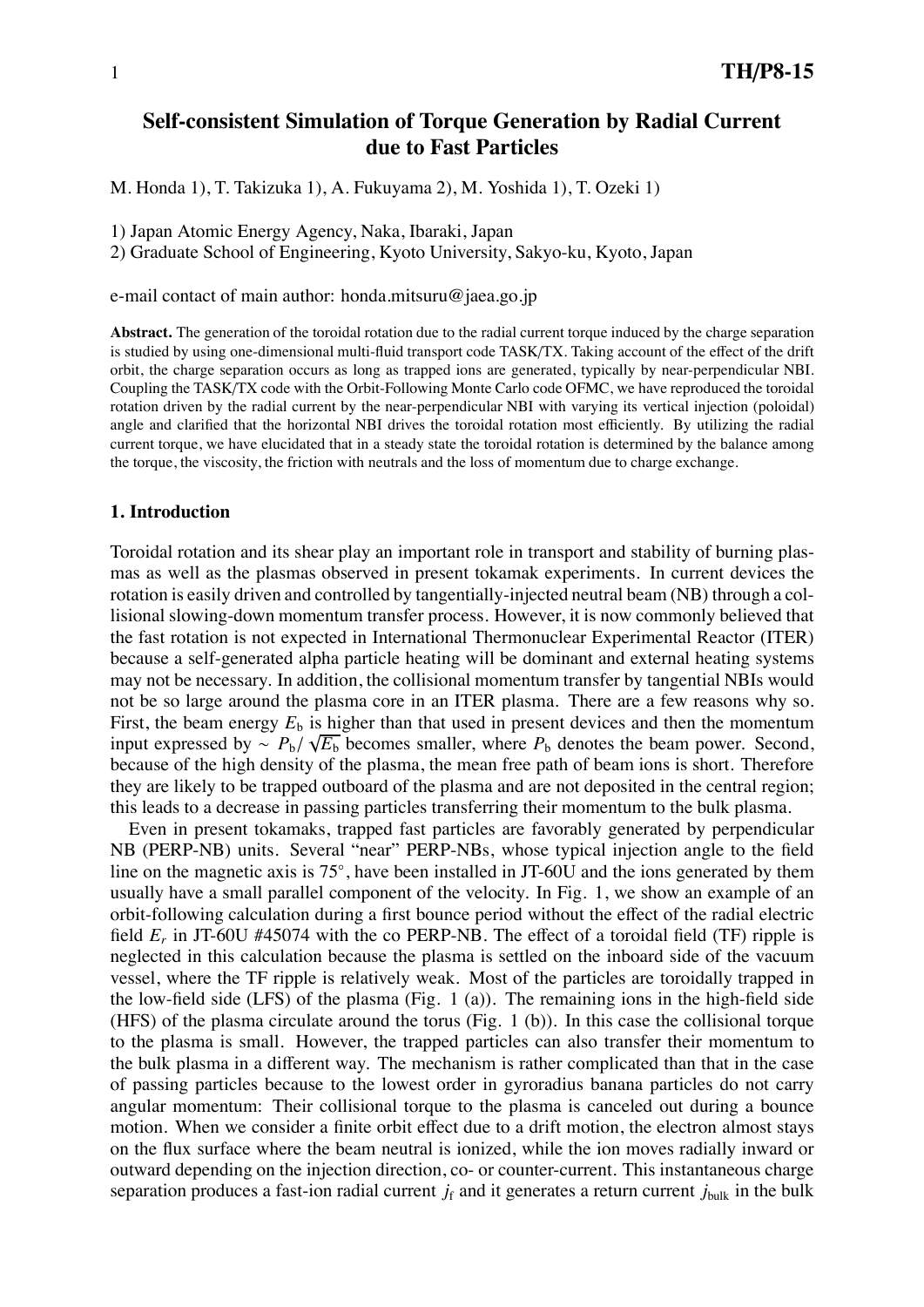# Self-consistent Simulation of Torque Generation by Radial Current due to Fast Particles

M. Honda 1), T. Takizuka 1), A. Fukuyama 2), M. Yoshida 1), T. Ozeki 1)

1) Japan Atomic Energy Agency, Naka, Ibaraki, Japan
2) Graduate School of Engineering, Kyoto University, Sakyo-ku, Kyoto, Japan

e-mail contact of main author: honda.mitsuru@jaea.go.jp

**Abstract.** The generation of the toroidal rotation due to the radial current torque induced by the charge separation is studied by using one-dimensional multi-fluid transport code TASK/TX. Taking account of the effect of the drift orbit, the charge separation occurs as long as trapped ions are generated, typically by near-perpendicular NBI. Coupling the TASK/TX code with the Orbit-Following Monte Carlo code OFMC, we have reproduced the toroidal rotation driven by the radial current by the near-perpendicular NBI with varying its vertical injection (poloidal) angle and clarified that the horizontal NBI drives the toroidal rotation most efficiently. By utilizing the radial current torque, we have elucidated that in a steady state the toroidal rotation is determined by the balance among the torque, the viscosity, the friction with neutrals and the loss of momentum due to charge exchange.

## 1. Introduction

Toroidal rotation and its shear play an important role in transport and stability of burning plasmas as well as the plasmas observed in present tokamak experiments. In current devices the rotation is easily driven and controlled by tangentially-injected neutral beam (NB) through a collisional slowing-down momentum transfer process. However, it is now commonly believed that the fast rotation is not expected in International Thermonuclear Experimental Reactor (ITER) because a self-generated alpha particle heating will be dominant and external heating systems may not be necessary. In addition, the collisional momentum transfer by tangential NBIs would not be so large around the plasma core in an ITER plasma. There are a few reasons why so. First, the beam energy $E_b$ is higher than that used in present devices and then the momentum input expressed by $\sim P_b/\sqrt{E_b}$ becomes smaller, where $P_b$ denotes the beam power. Second, because of the high density of the plasma, the mean free path of beam ions is short. Therefore they are likely to be trapped outboard of the plasma and are not deposited in the central region; this leads to a decrease in passing particles transferring their momentum to the bulk plasma.

Even in present tokamaks, trapped fast particles are favorably generated by perpendicular NB (PERP-NB) units. Several "near" PERP-NBs, whose typical injection angle to the field line on the magnetic axis is 75°, have been installed in JT-60U and the ions generated by them usually have a small parallel component of the velocity. In Fig. 1, we show an example of an orbit-following calculation during a first bounce period without the effect of the radial electric field $E_r$ in JT-60U #45074 with the co PERP-NB. The effect of a toroidal field (TF) ripple is neglected in this calculation because the plasma is settled on the inboard side of the vacuum vessel, where the TF ripple is relatively weak. Most of the particles are toroidally trapped in the low-field side (LFS) of the plasma (Fig. 1 (a)). The remaining ions in the high-field side (HFS) of the plasma circulate around the torus (Fig. 1 (b)). In this case the collisional torque to the plasma is small. However, the trapped particles can also transfer their momentum to the bulk plasma in a different way. The mechanism is rather complicated than that in the case of passing particles because to the lowest order in gyroradius banana particles do not carry angular momentum: Their collisional torque to the plasma is canceled out during a bounce motion. When we consider a finite orbit effect due to a drift motion, the electron almost stays on the flux surface where the beam neutral is ionized, while the ion moves radially inward or outward depending on the injection direction, co- or counter-current. This instantaneous charge separation produces a fast-ion radial current $j_f$ and it generates a return current $j_{bulk}$ in the bulk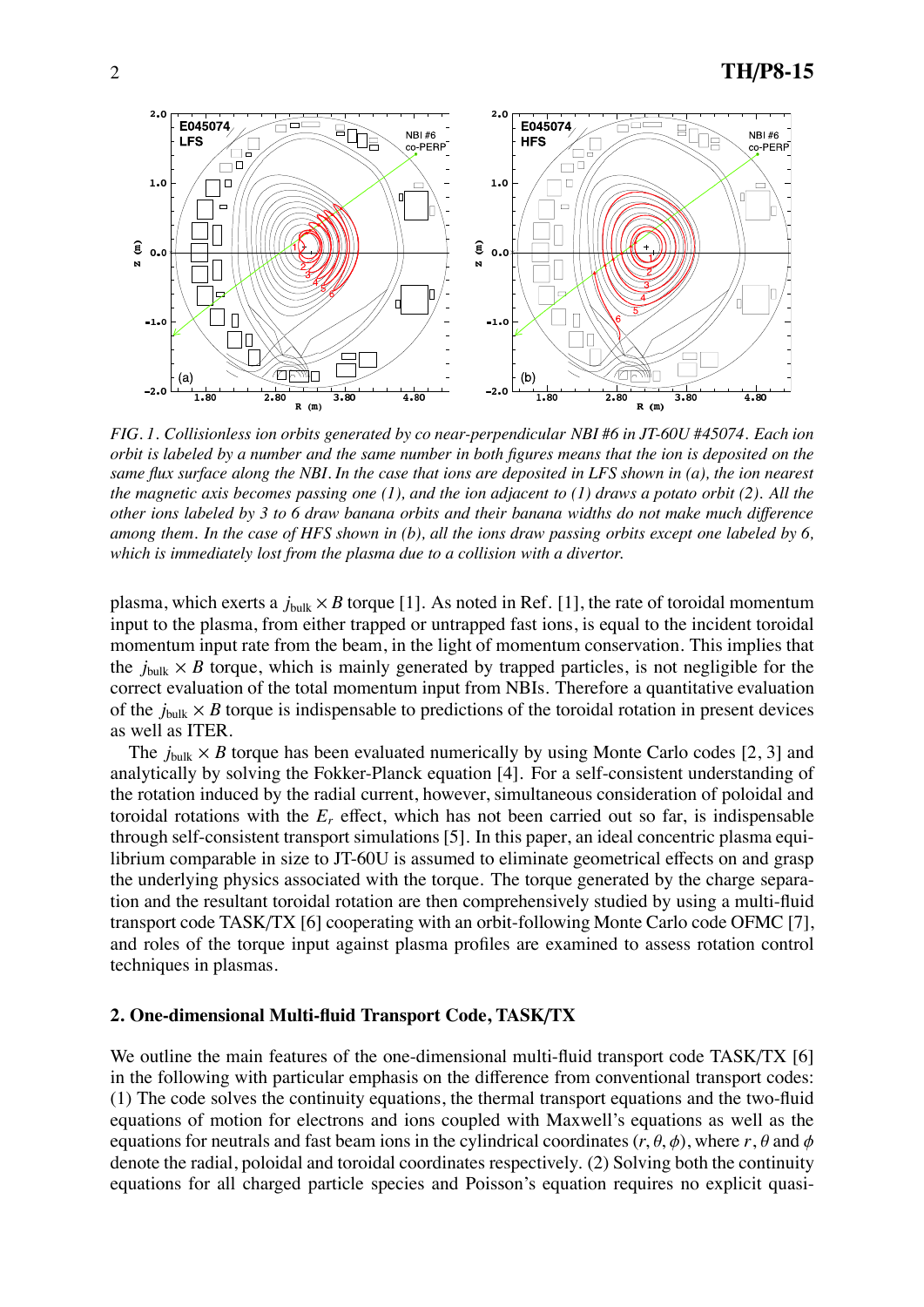*FIG. 1. Collisionless ion orbits generated by co near-perpendicular NBI #6 in JT-60U #45074. Each ion orbit is labeled by a number and the same number in both figures means that the ion is deposited on the same flux surface along the NBI. In the case that ions are deposited in LFS shown in (a), the ion nearest the magnetic axis becomes passing one (1), and the ion adjacent to (1) draws a potato orbit (2). All the other ions labeled by 3 to 6 draw banana orbits and their banana widths do not make much difference among them. In the case of HFS shown in (b), all the ions draw passing orbits except one labeled by 6, which is immediately lost from the plasma due to a collision with a divertor.*

plasma, which exerts a $j_{\rm bulk} \times B$ torque [1]. As noted in Ref. [1], the rate of toroidal momentum input to the plasma, from either trapped or untrapped fast ions, is equal to the incident toroidal momentum input rate from the beam, in the light of momentum conservation. This implies that the $j_{\rm bulk} \times B$ torque, which is mainly generated by trapped particles, is not negligible for the correct evaluation of the total momentum input from NBIs. Therefore a quantitative evaluation of the $j_{\rm bulk} \times B$ torque is indispensable to predictions of the toroidal rotation in present devices as well as ITER.

The $j_{\rm bulk} \times B$ torque has been evaluated numerically by using Monte Carlo codes [2, 3] and analytically by solving the Fokker-Planck equation [4]. For a self-consistent understanding of the rotation induced by the radial current, however, simultaneous consideration of poloidal and toroidal rotations with the $E_r$ effect, which has not been carried out so far, is indispensable through self-consistent transport simulations [5]. In this paper, an ideal concentric plasma equilibrium comparable in size to JT-60U is assumed to eliminate geometrical effects on and grasp the underlying physics associated with the torque. The torque generated by the charge separation and the resultant toroidal rotation are then comprehensively studied by using a multi-fluid transport code TASK/TX [6] cooperating with an orbit-following Monte Carlo code OFMC [7], and roles of the torque input against plasma profiles are examined to assess rotation control techniques in plasmas.

## 2. One-dimensional Multi-fluid Transport Code, TASK/TX

We outline the main features of the one-dimensional multi-fluid transport code TASK/TX [6] in the following with particular emphasis on the difference from conventional transport codes: (1) The code solves the continuity equations, the thermal transport equations and the two-fluid equations of motion for electrons and ions coupled with Maxwell's equations as well as the equations for neutrals and fast beam ions in the cylindrical coordinates $(r, \theta, \phi)$, where $r$, $\theta$ and $\phi$ denote the radial, poloidal and toroidal coordinates respectively. (2) Solving both the continuity equations for all charged particle species and Poisson's equation requires no explicit quasi-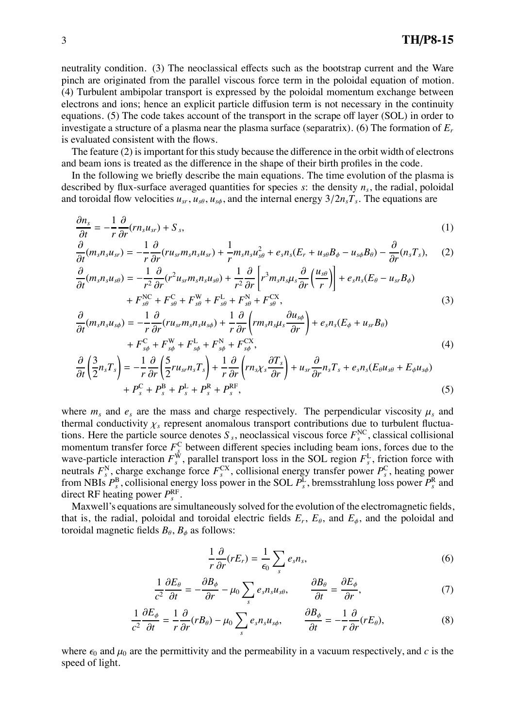neutrality condition. (3) The neoclassical effects such as the bootstrap current and the Ware pinch are originated from the parallel viscous force term in the poloidal equation of motion. (4) Turbulent ambipolar transport is expressed by the poloidal momentum exchange between electrons and ions; hence an explicit particle diffusion term is not necessary in the continuity equations. (5) The code takes account of the transport in the scrape off layer (SOL) in order to investigate a structure of a plasma near the plasma surface (separatrix). (6) The formation of $E_r$ is evaluated consistent with the flows.

The feature (2) is important for this study because the difference in the orbit width of electrons and beam ions is treated as the difference in the shape of their birth profiles in the code.

In the following we briefly describe the main equations. The time evolution of the plasma is described by flux-surface averaged quantities for species $s$: the density $n_s$, the radial, poloidal and toroidal flow velocities $u_{sr}$, $u_{s\theta}$, $u_{s\phi}$, and the internal energy $3/2n_sT_s$. The equations are

$$
\frac{\partial n_s}{\partial t} = -\frac{1}{r}\frac{\partial}{\partial r}(rn_s u_{sr}) + S_s, \tag{1}
$$

$$
\frac{\partial}{\partial t}(m_s n_s u_{sr}) = -\frac{1}{r}\frac{\partial}{\partial r}(ru_{sr}m_s n_s u_{sr}) + \frac{1}{r}m_s n_s u_{s\theta}^2 + e_s n_s(E_r + u_{s\theta}B_\phi - u_{s\phi}B_\theta) - \frac{\partial}{\partial r}(n_s T_s), \tag{2}
$$

$$
\begin{aligned}
\frac{\partial}{\partial t}(m_s n_s u_{s\theta}) = &-\frac{1}{r^2}\frac{\partial}{\partial r}(r^2 u_{sr} m_s n_s u_{s\theta}) + \frac{1}{r^2}\frac{\partial}{\partial r}\left[r^3 m_s n_s \mu_s \frac{\partial}{\partial r}\left(\frac{u_{s\theta}}{r}\right)\right] + e_s n_s(E_\theta - u_{sr}B_\phi) \\
&+ F_{s\theta}^{\mathrm{NC}} + F_{s\theta}^{\mathrm{C}} + F_{s\theta}^{\mathrm{W}} + F_{s\theta}^{\mathrm{L}} + F_{s\theta}^{\mathrm{N}} + F_{s\theta}^{\mathrm{CX}},
\end{aligned} \tag{3}
$$

$$
\begin{aligned}
\frac{\partial}{\partial t}(m_s n_s u_{s\phi}) = &-\frac{1}{r}\frac{\partial}{\partial r}(ru_{sr}m_s n_s u_{s\phi}) + \frac{1}{r}\frac{\partial}{\partial r}\left(rm_s n_s \mu_s \frac{\partial u_{s\phi}}{\partial r}\right) + e_s n_s(E_\phi + u_{sr}B_\theta) \\
&+ F_{s\phi}^{\mathrm{C}} + F_{s\phi}^{\mathrm{W}} + F_{s\phi}^{\mathrm{L}} + F_{s\phi}^{\mathrm{N}} + F_{s\phi}^{\mathrm{CX}},
\end{aligned} \tag{4}
$$

$$
\begin{aligned}
\frac{\partial}{\partial t}\left(\frac{3}{2}n_s T_s\right) = &-\frac{1}{r}\frac{\partial}{\partial r}\left(\frac{5}{2}ru_{sr}n_s T_s\right) + \frac{1}{r}\frac{\partial}{\partial r}\left(rn_s \chi_s \frac{\partial T_s}{\partial r}\right) + u_{sr}\frac{\partial}{\partial r}n_s T_s + e_s n_s(E_\theta u_{s\theta} + E_\phi u_{s\phi}) \\
&+ P_s^{\mathrm{C}} + P_s^{\mathrm{B}} + P_s^{\mathrm{L}} + P_s^{\mathrm{R}} + P_s^{\mathrm{RF}},
\end{aligned} \tag{5}
$$

where $m_s$ and $e_s$ are the mass and charge respectively. The perpendicular viscosity $\mu_s$ and thermal conductivity $\chi_s$ represent anomalous transport contributions due to turbulent fluctuations. Here the particle source denotes $S_s$, neoclassical viscous force $F_s^{\mathrm{NC}}$, classical collisional momentum transfer force $F_s^{\mathrm{C}}$ between different species including beam ions, forces due to the wave-particle interaction $F_s^{\mathrm{W}}$, parallel transport loss in the SOL region $F_s^{\mathrm{L}}$, friction force with neutrals $F_s^{\mathrm{N}}$, charge exchange force $F_s^{\mathrm{CX}}$, collisional energy transfer power $P_s^{\mathrm{C}}$, heating power from NBIs $P_s^{\mathrm{B}}$, collisional energy loss power in the SOL $P_s^{\mathrm{L}}$, bremsstrahlung loss power $P_s^{\mathrm{R}}$ and direct RF heating power $P_s^{\mathrm{RF}}$.

Maxwell's equations are simultaneously solved for the evolution of the electromagnetic fields, that is, the radial, poloidal and toroidal electric fields $E_r$, $E_\theta$, and $E_\phi$, and the poloidal and toroidal magnetic fields $B_\theta$, $B_\phi$ as follows:

$$
\frac{1}{r}\frac{\partial}{\partial r}(rE_r) = \frac{1}{\epsilon_0}\sum_s e_s n_s, \tag{6}
$$

$$
\frac{1}{c^2}\frac{\partial E_\theta}{\partial t} = -\frac{\partial B_\phi}{\partial r} - \mu_0 \sum_s e_s n_s u_{s\theta}, \qquad \frac{\partial B_\theta}{\partial t} = \frac{\partial E_\phi}{\partial r}, \tag{7}
$$

$$
\frac{1}{c^2}\frac{\partial E_\phi}{\partial t} = \frac{1}{r}\frac{\partial}{\partial r}(rB_\theta) - \mu_0 \sum_s e_s n_s u_{s\phi}, \qquad \frac{\partial B_\phi}{\partial t} = -\frac{1}{r}\frac{\partial}{\partial r}(rE_\theta), \tag{8}
$$

where $\epsilon_0$ and $\mu_0$ are the permittivity and the permeability in a vacuum respectively, and $c$ is the speed of light.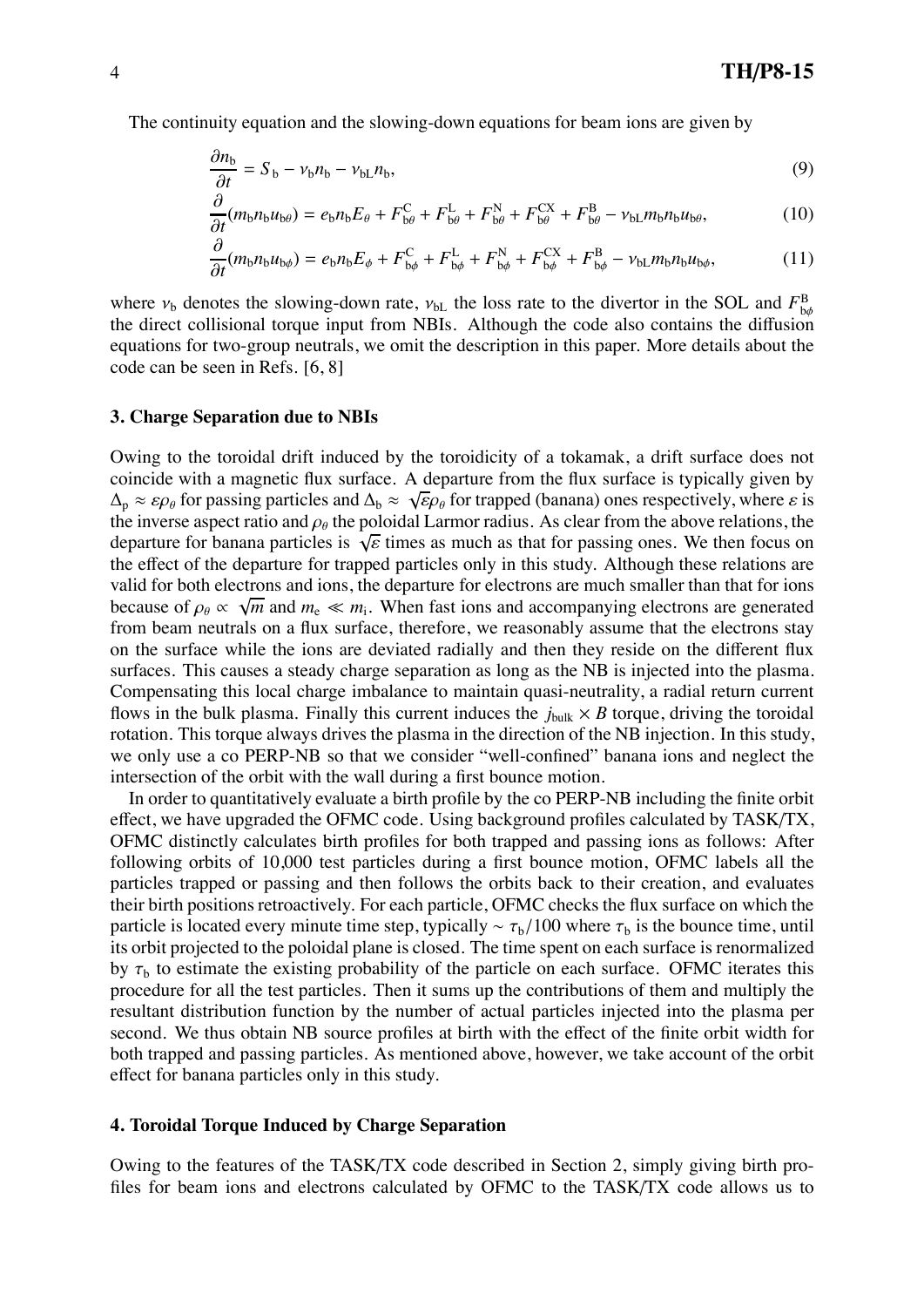The continuity equation and the slowing-down equations for beam ions are given by

$$\frac{\partial n_{\rm b}}{\partial t} = S_{\rm b} - \nu_{\rm b} n_{\rm b} - \nu_{\rm bL} n_{\rm b}, \tag{9}$$

$$\frac{\partial}{\partial t}(m_{\rm b} n_{\rm b} u_{\rm b\theta}) = e_{\rm b} n_{\rm b} E_\theta + F^{\rm C}_{\rm b\theta} + F^{\rm L}_{\rm b\theta} + F^{\rm N}_{\rm b\theta} + F^{\rm CX}_{\rm b\theta} + F^{\rm B}_{\rm b\theta} - \nu_{\rm bL} m_{\rm b} n_{\rm b} u_{\rm b\theta}, \tag{10}$$

$$\frac{\partial}{\partial t}(m_{\rm b} n_{\rm b} u_{\rm b\phi}) = e_{\rm b} n_{\rm b} E_\phi + F^{\rm C}_{\rm b\phi} + F^{\rm L}_{\rm b\phi} + F^{\rm N}_{\rm b\phi} + F^{\rm CX}_{\rm b\phi} + F^{\rm B}_{\rm b\phi} - \nu_{\rm bL} m_{\rm b} n_{\rm b} u_{\rm b\phi}, \tag{11}$$

where $\nu_{\rm b}$ denotes the slowing-down rate, $\nu_{\rm bL}$ the loss rate to the divertor in the SOL and $F^{\rm B}_{\rm b\phi}$ the direct collisional torque input from NBIs. Although the code also contains the diffusion equations for two-group neutrals, we omit the description in this paper. More details about the code can be seen in Refs. [6, 8]

### 3. Charge Separation due to NBIs

Owing to the toroidal drift induced by the toroidicity of a tokamak, a drift surface does not coincide with a magnetic flux surface. A departure from the flux surface is typically given by $\Delta_{\rm p} \approx \varepsilon\rho_\theta$ for passing particles and $\Delta_{\rm b} \approx \sqrt{\varepsilon}\rho_\theta$ for trapped (banana) ones respectively, where $\varepsilon$ is the inverse aspect ratio and $\rho_\theta$ the poloidal Larmor radius. As clear from the above relations, the departure for banana particles is $\sqrt{\varepsilon}$ times as much as that for passing ones. We then focus on the effect of the departure for trapped particles only in this study. Although these relations are valid for both electrons and ions, the departure for electrons are much smaller than that for ions because of $\rho_\theta \propto \sqrt{m}$ and $m_{\rm e} \ll m_{\rm i}$. When fast ions and accompanying electrons are generated from beam neutrals on a flux surface, therefore, we reasonably assume that the electrons stay on the surface while the ions are deviated radially and then they reside on the different flux surfaces. This causes a steady charge separation as long as the NB is injected into the plasma. Compensating this local charge imbalance to maintain quasi-neutrality, a radial return current flows in the bulk plasma. Finally this current induces the $j_{\rm bulk} \times B$ torque, driving the toroidal rotation. This torque always drives the plasma in the direction of the NB injection. In this study, we only use a co PERP-NB so that we consider "well-confined" banana ions and neglect the intersection of the orbit with the wall during a first bounce motion.

In order to quantitatively evaluate a birth profile by the co PERP-NB including the finite orbit effect, we have upgraded the OFMC code. Using background profiles calculated by TASK/TX, OFMC distinctly calculates birth profiles for both trapped and passing ions as follows: After following orbits of 10,000 test particles during a first bounce motion, OFMC labels all the particles trapped or passing and then follows the orbits back to their creation, and evaluates their birth positions retroactively. For each particle, OFMC checks the flux surface on which the particle is located every minute time step, typically $\sim \tau_{\rm b}/100$ where $\tau_{\rm b}$ is the bounce time, until its orbit projected to the poloidal plane is closed. The time spent on each surface is renormalized by $\tau_{\rm b}$ to estimate the existing probability of the particle on each surface. OFMC iterates this procedure for all the test particles. Then it sums up the contributions of them and multiply the resultant distribution function by the number of actual particles injected into the plasma per second. We thus obtain NB source profiles at birth with the effect of the finite orbit width for both trapped and passing particles. As mentioned above, however, we take account of the orbit effect for banana particles only in this study.

### 4. Toroidal Torque Induced by Charge Separation

Owing to the features of the TASK/TX code described in Section 2, simply giving birth profiles for beam ions and electrons calculated by OFMC to the TASK/TX code allows us to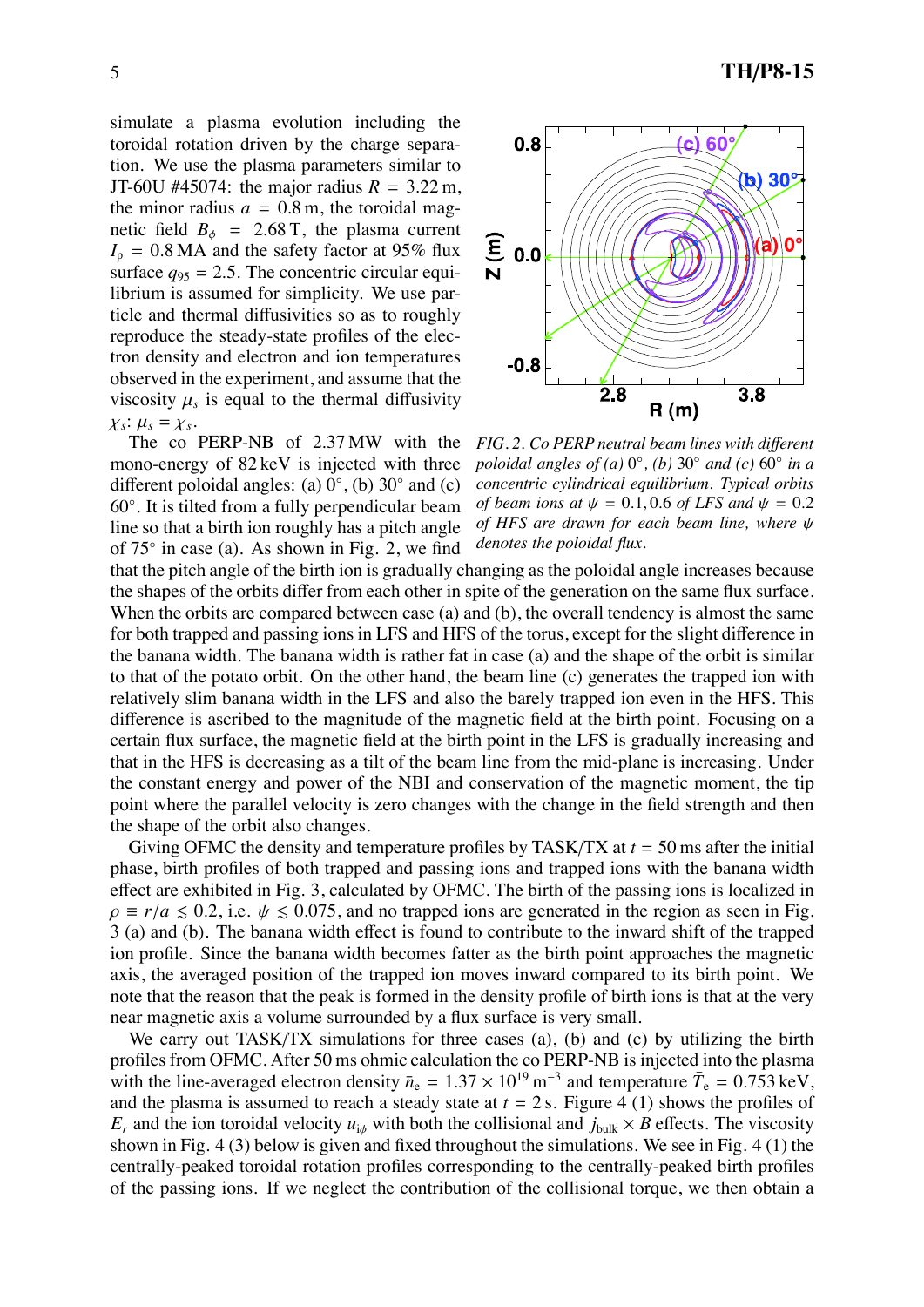simulate a plasma evolution including the toroidal rotation driven by the charge separation. We use the plasma parameters similar to JT-60U #45074: the major radius $R = 3.22$ m, the minor radius $a = 0.8$ m, the toroidal magnetic field $B_\phi = 2.68$ T, the plasma current $I_p = 0.8$ MA and the safety factor at 95% flux surface $q_{95} = 2.5$. The concentric circular equilibrium is assumed for simplicity. We use particle and thermal diffusivities so as to roughly reproduce the steady-state profiles of the electron density and electron and ion temperatures observed in the experiment, and assume that the viscosity $\mu_s$ is equal to the thermal diffusivity $\chi_s$: $\mu_s = \chi_s$.

The co PERP-NB of 2.37 MW with the mono-energy of 82 keV is injected with three different poloidal angles: (a) $0^\circ$, (b) $30^\circ$ and (c) $60^\circ$. It is tilted from a fully perpendicular beam line so that a birth ion roughly has a pitch angle of $75^\circ$ in case (a). As shown in Fig. 2, we find that the pitch angle of the birth ion is gradually changing as the poloidal angle increases because the shapes of the orbits differ from each other in spite of the generation on the same flux surface. When the orbits are compared between case (a) and (b), the overall tendency is almost the same for both trapped and passing ions in LFS and HFS of the torus, except for the slight difference in the banana width. The banana width is rather fat in case (a) and the shape of the orbit is similar to that of the potato orbit. On the other hand, the beam line (c) generates the trapped ion with relatively slim banana width in the LFS and also the barely trapped ion even in the HFS. This difference is ascribed to the magnitude of the magnetic field at the birth point. Focusing on a certain flux surface, the magnetic field at the birth point in the LFS is gradually increasing and that in the HFS is decreasing as a tilt of the beam line from the mid-plane is increasing. Under the constant energy and power of the NBI and conservation of the magnetic moment, the tip point where the parallel velocity is zero changes with the change in the field strength and then the shape of the orbit also changes.

*FIG. 2. Co PERP neutral beam lines with different poloidal angles of (a) $0^\circ$, (b) $30^\circ$ and (c) $60^\circ$ in a concentric cylindrical equilibrium. Typical orbits of beam ions at $\psi = 0.1, 0.6$ of LFS and $\psi = 0.2$ of HFS are drawn for each beam line, where $\psi$ denotes the poloidal flux.*

Giving OFMC the density and temperature profiles by TASK/TX at $t = 50$ ms after the initial phase, birth profiles of both trapped and passing ions and trapped ions with the banana width effect are exhibited in Fig. 3, calculated by OFMC. The birth of the passing ions is localized in $\rho \equiv r/a \lesssim 0.2$, i.e. $\psi \lesssim 0.075$, and no trapped ions are generated in the region as seen in Fig. 3 (a) and (b). The banana width effect is found to contribute to the inward shift of the trapped ion profile. Since the banana width becomes fatter as the birth point approaches the magnetic axis, the averaged position of the trapped ion moves inward compared to its birth point. We note that the reason that the peak is formed in the density profile of birth ions is that at the very near magnetic axis a volume surrounded by a flux surface is very small.

We carry out TASK/TX simulations for three cases (a), (b) and (c) by utilizing the birth profiles from OFMC. After 50 ms ohmic calculation the co PERP-NB is injected into the plasma with the line-averaged electron density $\bar{n}_e = 1.37 \times 10^{19}\ \mathrm{m}^{-3}$ and temperature $\bar{T}_e = 0.753$ keV, and the plasma is assumed to reach a steady state at $t = 2$ s. Figure 4 (1) shows the profiles of $E_r$ and the ion toroidal velocity $u_{i\phi}$ with both the collisional and $j_{\mathrm{bulk}} \times B$ effects. The viscosity shown in Fig. 4 (3) below is given and fixed throughout the simulations. We see in Fig. 4 (1) the centrally-peaked toroidal rotation profiles corresponding to the centrally-peaked birth profiles of the passing ions. If we neglect the contribution of the collisional torque, we then obtain a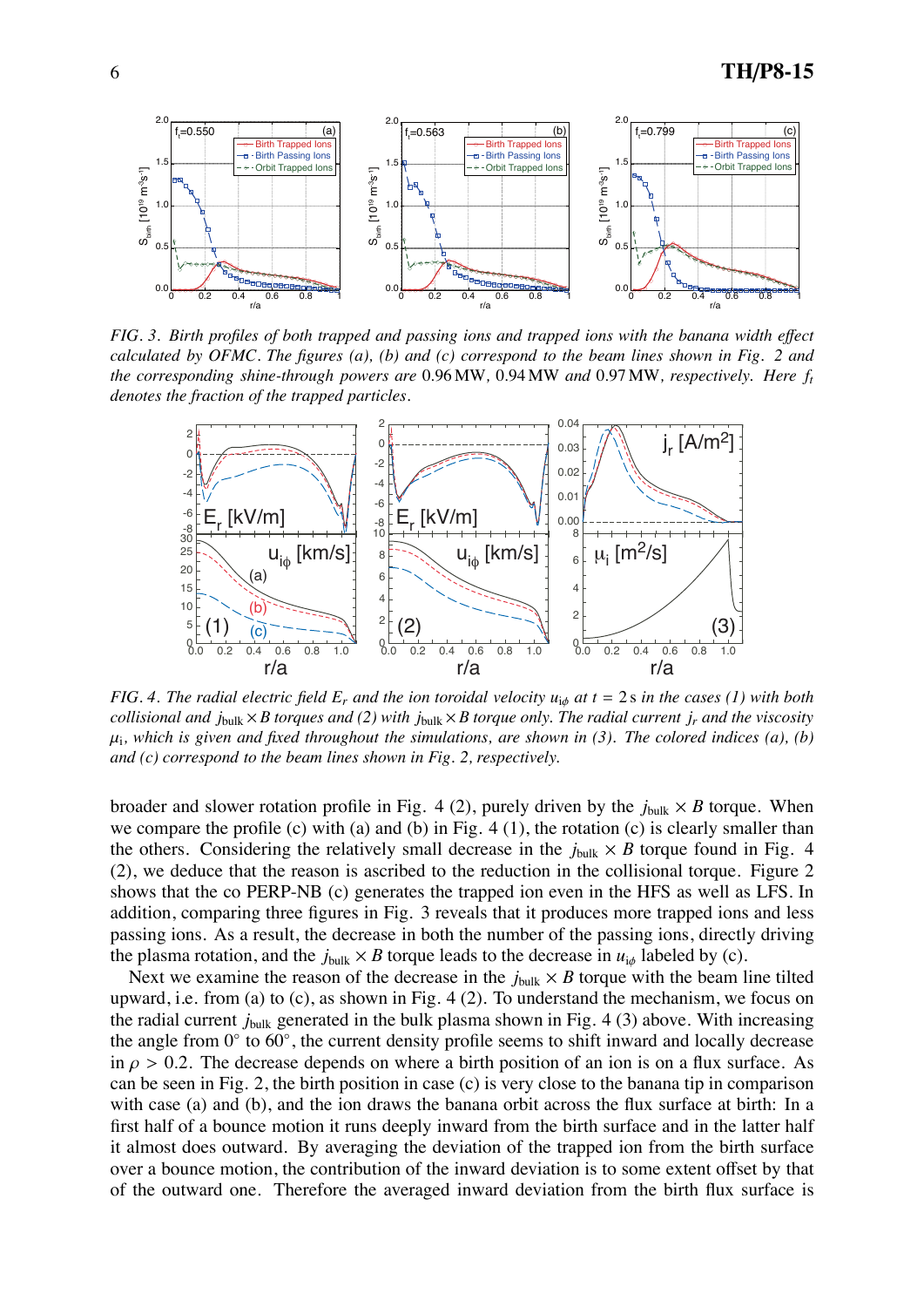*FIG. 3. Birth profiles of both trapped and passing ions and trapped ions with the banana width effect calculated by OFMC. The figures (a), (b) and (c) correspond to the beam lines shown in Fig. 2 and the corresponding shine-through powers are* 0.96 MW*,* 0.94 MW *and* 0.97 MW*, respectively. Here $f_t$ denotes the fraction of the trapped particles.*

*FIG. 4. The radial electric field $E_r$ and the ion toroidal velocity $u_{i\phi}$ at $t$ = 2 s in the cases (1) with both collisional and $j_{\rm bulk} \times B$ torques and (2) with $j_{\rm bulk} \times B$ torque only. The radial current $j_r$ and the viscosity $\mu_i$, which is given and fixed throughout the simulations, are shown in (3). The colored indices (a), (b) and (c) correspond to the beam lines shown in Fig. 2, respectively.*

broader and slower rotation profile in Fig. 4 (2), purely driven by the $j_{\rm bulk} \times B$ torque. When we compare the profile (c) with (a) and (b) in Fig. 4 (1), the rotation (c) is clearly smaller than the others. Considering the relatively small decrease in the $j_{\rm bulk} \times B$ torque found in Fig. 4 (2), we deduce that the reason is ascribed to the reduction in the collisional torque. Figure 2 shows that the co PERP-NB (c) generates the trapped ion even in the HFS as well as LFS. In addition, comparing three figures in Fig. 3 reveals that it produces more trapped ions and less passing ions. As a result, the decrease in both the number of the passing ions, directly driving the plasma rotation, and the $j_{\rm bulk} \times B$ torque leads to the decrease in $u_{i\phi}$ labeled by (c).

Next we examine the reason of the decrease in the $j_{\rm bulk} \times B$ torque with the beam line tilted upward, i.e. from (a) to (c), as shown in Fig. 4 (2). To understand the mechanism, we focus on the radial current $j_{\rm bulk}$ generated in the bulk plasma shown in Fig. 4 (3) above. With increasing the angle from 0° to 60°, the current density profile seems to shift inward and locally decrease in $\rho > 0.2$. The decrease depends on where a birth position of an ion is on a flux surface. As can be seen in Fig. 2, the birth position in case (c) is very close to the banana tip in comparison with case (a) and (b), and the ion draws the banana orbit across the flux surface at birth: In a first half of a bounce motion it runs deeply inward from the birth surface and in the latter half it almost does outward. By averaging the deviation of the trapped ion from the birth surface over a bounce motion, the contribution of the inward deviation is to some extent offset by that of the outward one. Therefore the averaged inward deviation from the birth flux surface is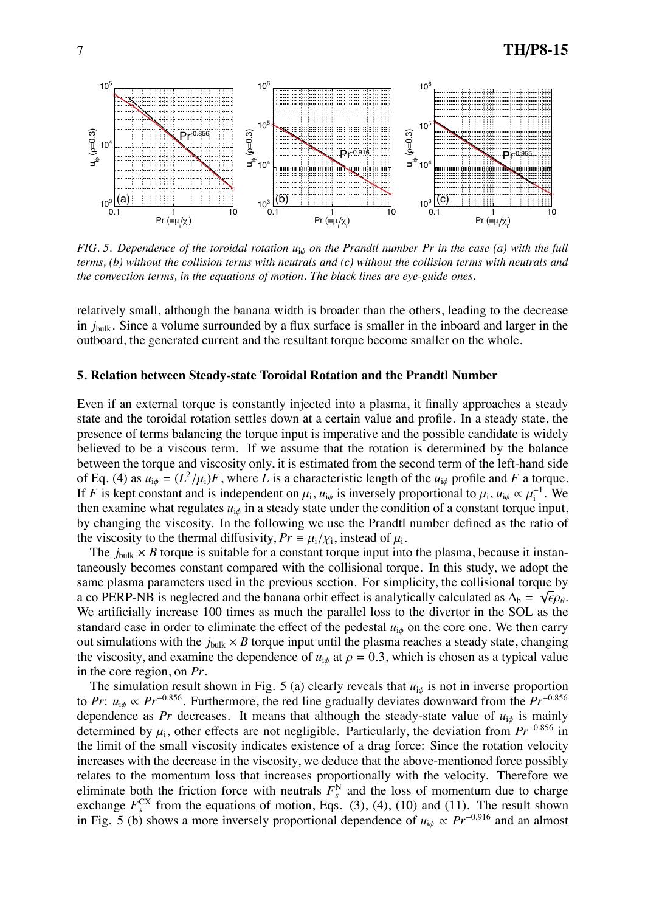FIG. 5. *Dependence of the toroidal rotation $u_{i\phi}$ on the Prandtl number Pr in the case (a) with the full terms, (b) without the collision terms with neutrals and (c) without the collision terms with neutrals and the convection terms, in the equations of motion. The black lines are eye-guide ones.*

relatively small, although the banana width is broader than the others, leading to the decrease in $j_{\text{bulk}}$. Since a volume surrounded by a flux surface is smaller in the inboard and larger in the outboard, the generated current and the resultant torque become smaller on the whole.

## 5. Relation between Steady-state Toroidal Rotation and the Prandtl Number

Even if an external torque is constantly injected into a plasma, it finally approaches a steady state and the toroidal rotation settles down at a certain value and profile. In a steady state, the presence of terms balancing the torque input is imperative and the possible candidate is widely believed to be a viscous term. If we assume that the rotation is determined by the balance between the torque and viscosity only, it is estimated from the second term of the left-hand side of Eq. (4) as $u_{i\phi} = (L^2/\mu_i)F$, where $L$ is a characteristic length of the $u_{i\phi}$ profile and $F$ a torque. If $F$ is kept constant and is independent on $\mu_i$, $u_{i\phi}$ is inversely proportional to $\mu_i$, $u_{i\phi} \propto \mu_i^{-1}$. We then examine what regulates $u_{i\phi}$ in a steady state under the condition of a constant torque input, by changing the viscosity. In the following we use the Prandtl number defined as the ratio of the viscosity to the thermal diffusivity, $Pr \equiv \mu_i/\chi_i$, instead of $\mu_i$.

The $j_{\text{bulk}} \times B$ torque is suitable for a constant torque input into the plasma, because it instantaneously becomes constant compared with the collisional torque. In this study, we adopt the same plasma parameters used in the previous section. For simplicity, the collisional torque by a co PERP-NB is neglected and the banana orbit effect is analytically calculated as $\Delta_b = \sqrt{\epsilon}\rho_\theta$. We artificially increase 100 times as much the parallel loss to the divertor in the SOL as the standard case in order to eliminate the effect of the pedestal $u_{i\phi}$ on the core one. We then carry out simulations with the $j_{\text{bulk}} \times B$ torque input until the plasma reaches a steady state, changing the viscosity, and examine the dependence of $u_{i\phi}$ at $\rho = 0.3$, which is chosen as a typical value in the core region, on $Pr$.

The simulation result shown in Fig. 5 (a) clearly reveals that $u_{i\phi}$ is not in inverse proportion to $Pr$: $u_{i\phi} \propto Pr^{-0.856}$. Furthermore, the red line gradually deviates downward from the $Pr^{-0.856}$ dependence as $Pr$ decreases. It means that although the steady-state value of $u_{i\phi}$ is mainly determined by $\mu_i$, other effects are not negligible. Particularly, the deviation from $Pr^{-0.856}$ in the limit of the small viscosity indicates existence of a drag force: Since the rotation velocity increases with the decrease in the viscosity, we deduce that the above-mentioned force possibly relates to the momentum loss that increases proportionally with the velocity. Therefore we eliminate both the friction force with neutrals $F_s^{\text{N}}$ and the loss of momentum due to charge exchange $F_s^{\text{CX}}$ from the equations of motion, Eqs. (3), (4), (10) and (11). The result shown in Fig. 5 (b) shows a more inversely proportional dependence of $u_{i\phi} \propto Pr^{-0.916}$ and an almost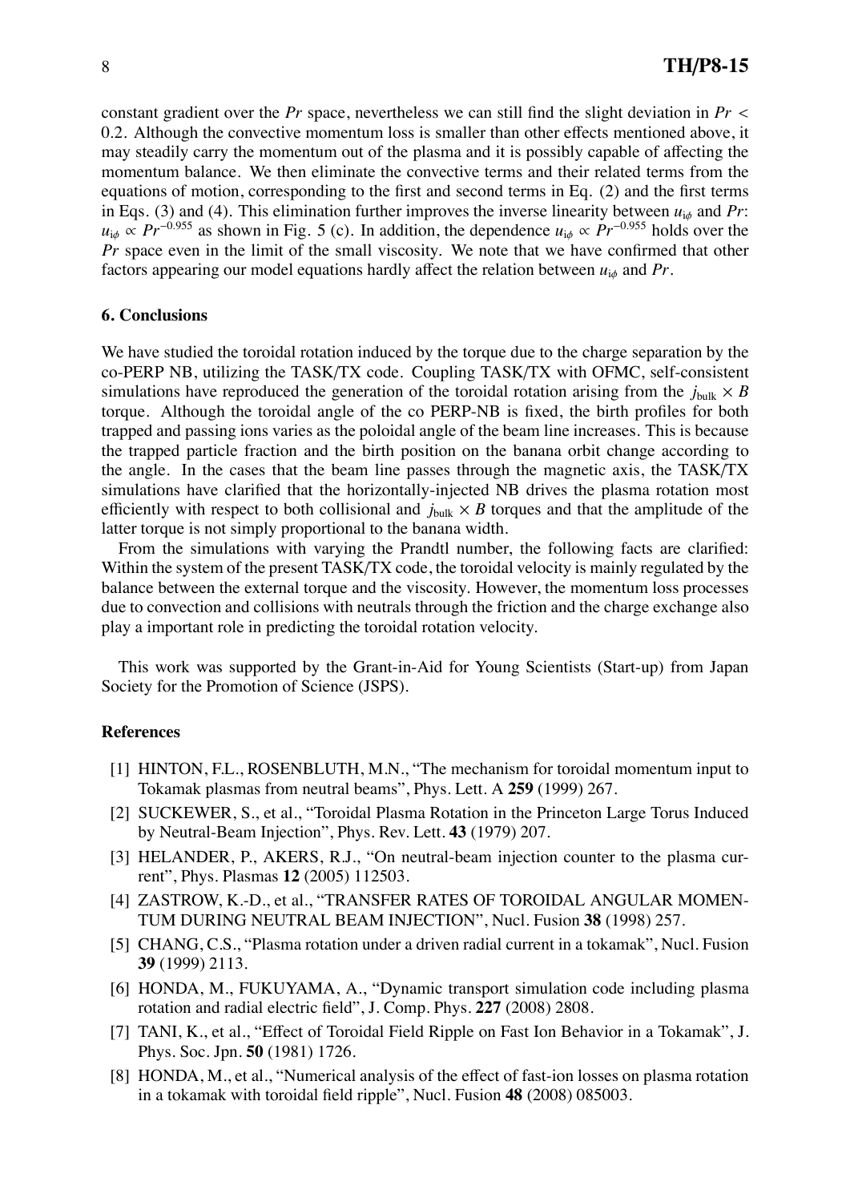constant gradient over the $Pr$ space, nevertheless we can still find the slight deviation in $Pr < 0.2$. Although the convective momentum loss is smaller than other effects mentioned above, it may steadily carry the momentum out of the plasma and it is possibly capable of affecting the momentum balance. We then eliminate the convective terms and their related terms from the equations of motion, corresponding to the first and second terms in Eq. (2) and the first terms in Eqs. (3) and (4). This elimination further improves the inverse linearity between $u_{i\phi}$ and $Pr$: $u_{i\phi} \propto Pr^{-0.955}$ as shown in Fig. 5 (c). In addition, the dependence $u_{i\phi} \propto Pr^{-0.955}$ holds over the $Pr$ space even in the limit of the small viscosity. We note that we have confirmed that other factors appearing our model equations hardly affect the relation between $u_{i\phi}$ and $Pr$.

### 6. Conclusions

We have studied the toroidal rotation induced by the torque due to the charge separation by the co-PERP NB, utilizing the TASK/TX code. Coupling TASK/TX with OFMC, self-consistent simulations have reproduced the generation of the toroidal rotation arising from the $j_{\rm bulk} \times B$ torque. Although the toroidal angle of the co PERP-NB is fixed, the birth profiles for both trapped and passing ions varies as the poloidal angle of the beam line increases. This is because the trapped particle fraction and the birth position on the banana orbit change according to the angle. In the cases that the beam line passes through the magnetic axis, the TASK/TX simulations have clarified that the horizontally-injected NB drives the plasma rotation most efficiently with respect to both collisional and $j_{\rm bulk} \times B$ torques and that the amplitude of the latter torque is not simply proportional to the banana width.

From the simulations with varying the Prandtl number, the following facts are clarified: Within the system of the present TASK/TX code, the toroidal velocity is mainly regulated by the balance between the external torque and the viscosity. However, the momentum loss processes due to convection and collisions with neutrals through the friction and the charge exchange also play a important role in predicting the toroidal rotation velocity.

This work was supported by the Grant-in-Aid for Young Scientists (Start-up) from Japan Society for the Promotion of Science (JSPS).

### References

[1] HINTON, F.L., ROSENBLUTH, M.N., "The mechanism for toroidal momentum input to Tokamak plasmas from neutral beams", Phys. Lett. A **259** (1999) 267.

[2] SUCKEWER, S., et al., "Toroidal Plasma Rotation in the Princeton Large Torus Induced by Neutral-Beam Injection", Phys. Rev. Lett. **43** (1979) 207.

[3] HELANDER, P., AKERS, R.J., "On neutral-beam injection counter to the plasma current", Phys. Plasmas **12** (2005) 112503.

[4] ZASTROW, K.-D., et al., "TRANSFER RATES OF TOROIDAL ANGULAR MOMENTUM DURING NEUTRAL BEAM INJECTION", Nucl. Fusion **38** (1998) 257.

[5] CHANG, C.S., "Plasma rotation under a driven radial current in a tokamak", Nucl. Fusion **39** (1999) 2113.

[6] HONDA, M., FUKUYAMA, A., "Dynamic transport simulation code including plasma rotation and radial electric field", J. Comp. Phys. **227** (2008) 2808.

[7] TANI, K., et al., "Effect of Toroidal Field Ripple on Fast Ion Behavior in a Tokamak", J. Phys. Soc. Jpn. **50** (1981) 1726.

[8] HONDA, M., et al., "Numerical analysis of the effect of fast-ion losses on plasma rotation in a tokamak with toroidal field ripple", Nucl. Fusion **48** (2008) 085003.